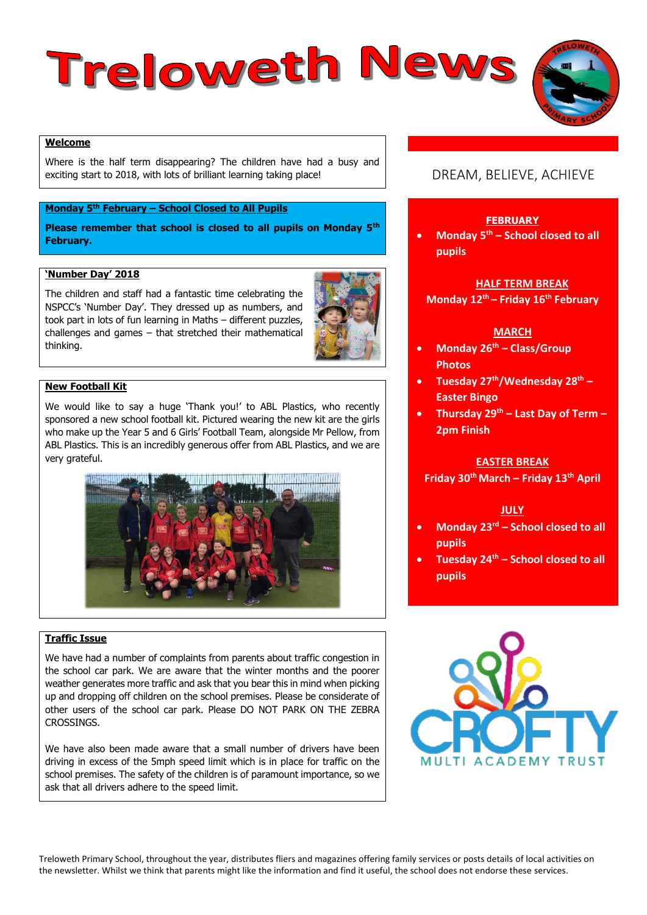# Treloweth News

## Welcome

Where is the half term disappearing? The children have had a busy and exciting start to 2018, with lots of brilliant learning taking place!

## Monday 5th February – School Closed to All Pupils

**Please remember that school is closed to all pupils on Monday 5th February.**

## 'Number Day' 2018

The children and staff had a fantastic time celebrating the NSPCC's 'Number Day'. They dressed up as numbers, and took part in lots of fun learning in Maths – different puzzles, challenges and games – that stretched their mathematical thinking.

## New Football Kit

We would like to say a huge 'Thank you!' to ABL Plastics, who recently sponsored a new school football kit. Pictured wearing the new kit are the girls who make up the Year 5 and 6 Girls' Football Team, alongside Mr Pellow, from ABL Plastics. This is an incredibly generous offer from ABL Plastics, and we are very grateful.

## Traffic Issue

We have had a number of complaints from parents about traffic congestion in the school car park. We are aware that the winter months and the poorer weather generates more traffic and ask that you bear this in mind when picking up and dropping off children on the school premises. Please be considerate of other users of the school car park. Please DO NOT PARK ON THE ZEBRA CROSSINGS.

We have also been made aware that a small number of drivers have been driving in excess of the 5mph speed limit which is in place for traffic on the school premises. The safety of the children is of paramount importance, so we ask that all drivers adhere to the speed limit.

DREAM, BELIEVE, ACHIEVE

### FEBRUARY

- **Monday 5th – School closed to all pupils**

### HALF TERM BREAK

**Monday 12th – Friday 16th February**

### MARCH

- **Monday 26th – Class/Group Photos**
- **Tuesday 27th/Wednesday 28th – Easter Bingo**
- **Thursday 29th – Last Day of Term – 2pm Finish**

### EASTER BREAK

**Friday 30th March – Friday 13th April**

### JULY

- **Monday 23rd – School closed to all pupils**
- **Tuesday 24th – School closed to all pupils**

CROFTY MULTI ACADEMY TRUST

Treloweth Primary School, throughout the year, distributes fliers and magazines offering family services or posts details of local activities on the newsletter. Whilst we think that parents might like the information and find it useful, the school does not endorse these services.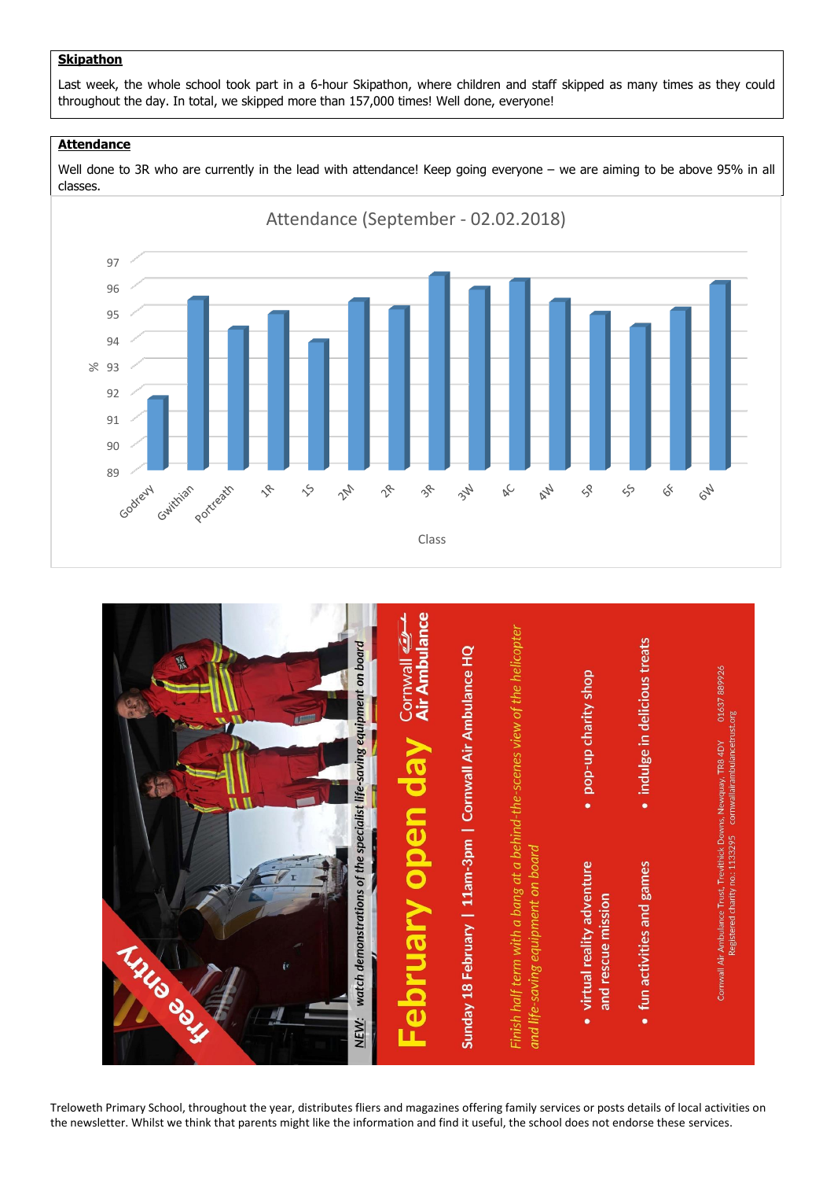**Skipathon**

Last week, the whole school took part in a 6-hour Skipathon, where children and staff skipped as many times as they could throughout the day. In total, we skipped more than 157,000 times! Well done, everyone!

**Attendance**

Well done to 3R who are currently in the lead with attendance! Keep going everyone – we are aiming to be above 95% in all classes.

Attendance (September - 02.02.2018)

%

97
96
95
94
93
92
91
90
89

Godrevy
Gwithian
Portreath
1R
1S
2M
2R
3R
3W
4C
4W
5P
5S
6F
6W

Class

free entry

*NEW: watch demonstrations of the specialist life-saving equipment on board*

**February open day**

Cornwall Air Ambulance

**Sunday 18 February | 11am-3pm | Cornwall Air Ambulance HQ**

*Finish half term with a bang at a behind-the-scenes view of the helicopter and life-saving equipment on board*

- virtual reality adventure and rescue mission
- fun activities and games
- pop-up charity shop
- indulge in delicious treats

Cornwall Air Ambulance Trust, Trevithick Downs, Newquay, TR8 4DY 01637 889926
Registered charity no.: 1133295 cornwallairambulancetrust.org

Treloweth Primary School, throughout the year, distributes fliers and magazines offering family services or posts details of local activities on the newsletter. Whilst we think that parents might like the information and find it useful, the school does not endorse these services.